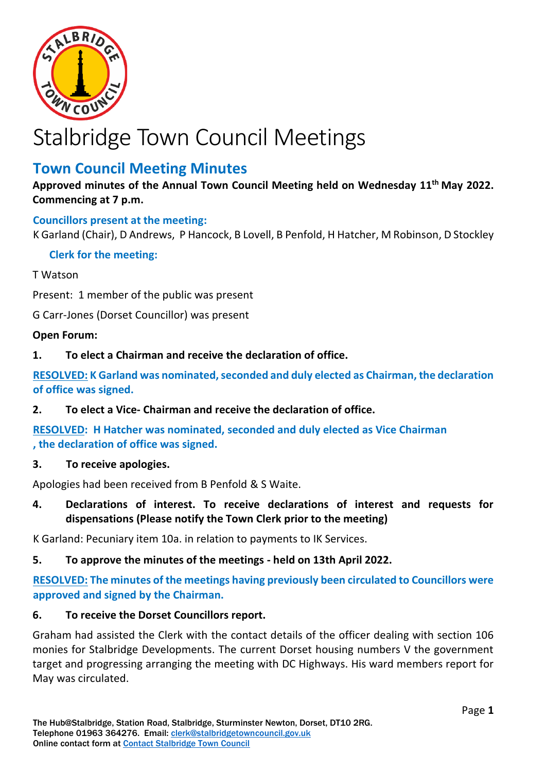# Stalbridge Town Council Meetings

## Town Council Meeting Minutes

**Approved minutes of the Annual Town Council Meeting held on Wednesday 11th May 2022. Commencing at 7 p.m.**

### Councillors present at the meeting:

K Garland (Chair), D Andrews, P Hancock, B Lovell, B Penfold, H Hatcher, M Robinson, D Stockley

### Clerk for the meeting:

T Watson

Present: 1 member of the public was present

G Carr-Jones (Dorset Councillor) was present

**Open Forum:**

**1. To elect a Chairman and receive the declaration of office.**

**RESOLVED: K Garland was nominated, seconded and duly elected as Chairman, the declaration of office was signed.**

**2. To elect a Vice- Chairman and receive the declaration of office.**

**RESOLVED: H Hatcher was nominated, seconded and duly elected as Vice Chairman , the declaration of office was signed.**

**3. To receive apologies.**

Apologies had been received from B Penfold & S Waite.

**4. Declarations of interest. To receive declarations of interest and requests for dispensations (Please notify the Town Clerk prior to the meeting)**

K Garland: Pecuniary item 10a. in relation to payments to IK Services.

**5. To approve the minutes of the meetings - held on 13th April 2022.**

**RESOLVED: The minutes of the meetings having previously been circulated to Councillors were approved and signed by the Chairman.**

**6. To receive the Dorset Councillors report.**

Graham had assisted the Clerk with the contact details of the officer dealing with section 106 monies for Stalbridge Developments. The current Dorset housing numbers V the government target and progressing arranging the meeting with DC Highways. His ward members report for May was circulated.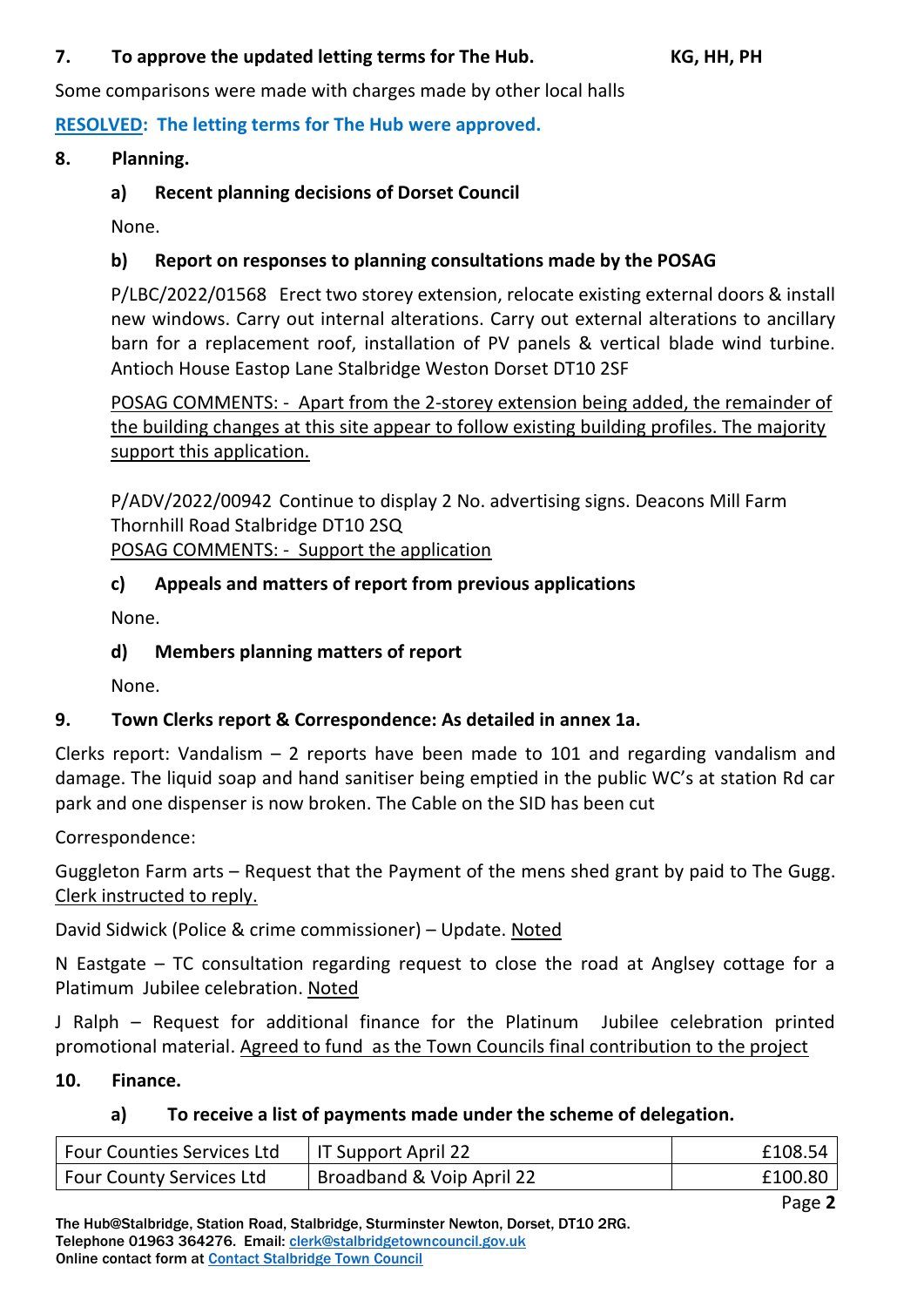## 7. To approve the updated letting terms for The Hub. KG, HH, PH

Some comparisons were made with charges made by other local halls

**RESOLVED: The letting terms for The Hub were approved.**

## 8. Planning.

### a) Recent planning decisions of Dorset Council

None.

### b) Report on responses to planning consultations made by the POSAG

P/LBC/2022/01568 Erect two storey extension, relocate existing external doors & install new windows. Carry out internal alterations. Carry out external alterations to ancillary barn for a replacement roof, installation of PV panels & vertical blade wind turbine. Antioch House Eastop Lane Stalbridge Weston Dorset DT10 2SF

POSAG COMMENTS: - Apart from the 2-storey extension being added, the remainder of the building changes at this site appear to follow existing building profiles. The majority support this application.

P/ADV/2022/00942 Continue to display 2 No. advertising signs. Deacons Mill Farm Thornhill Road Stalbridge DT10 2SQ
POSAG COMMENTS: - Support the application

### c) Appeals and matters of report from previous applications

None.

### d) Members planning matters of report

None.

## 9. Town Clerks report & Correspondence: As detailed in annex 1a.

Clerks report: Vandalism – 2 reports have been made to 101 and regarding vandalism and damage. The liquid soap and hand sanitiser being emptied in the public WC's at station Rd car park and one dispenser is now broken. The Cable on the SID has been cut

Correspondence:

Guggleton Farm arts – Request that the Payment of the mens shed grant by paid to The Gugg. Clerk instructed to reply.

David Sidwick (Police & crime commissioner) – Update. Noted

N Eastgate – TC consultation regarding request to close the road at Anglsey cottage for a Platimum Jubilee celebration. Noted

J Ralph – Request for additional finance for the Platinum Jubilee celebration printed promotional material. Agreed to fund as the Town Councils final contribution to the project

## 10. Finance.

### a) To receive a list of payments made under the scheme of delegation.

| | | |
|---|---|---|
| Four Counties Services Ltd | IT Support April 22 | £108.54 |
| Four County Services Ltd | Broadband & Voip April 22 | £100.80 |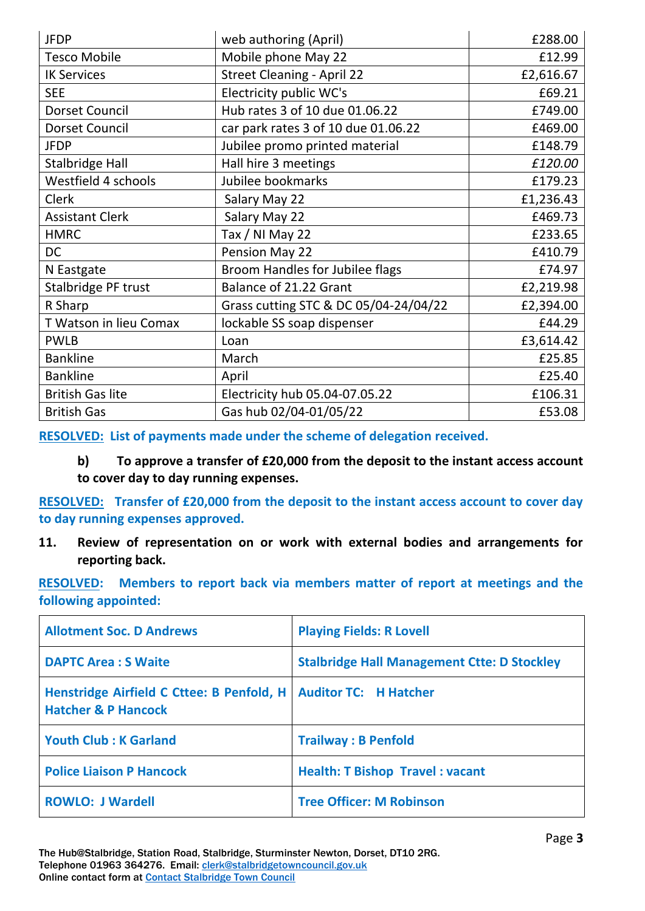| JFDP | web authoring (April) | £288.00 |
|---|---|---|
| Tesco Mobile | Mobile phone May 22 | £12.99 |
| IK Services | Street Cleaning - April 22 | £2,616.67 |
| SEE | Electricity public WC's | £69.21 |
| Dorset Council | Hub rates 3 of 10 due 01.06.22 | £749.00 |
| Dorset Council | car park rates 3 of 10 due 01.06.22 | £469.00 |
| JFDP | Jubilee promo printed material | £148.79 |
| Stalbridge Hall | Hall hire 3 meetings | *£120.00* |
| Westfield 4 schools | Jubilee bookmarks | £179.23 |
| Clerk | Salary May 22 | £1,236.43 |
| Assistant Clerk | Salary May 22 | £469.73 |
| HMRC | Tax / NI May 22 | £233.65 |
| DC | Pension May 22 | £410.79 |
| N Eastgate | Broom Handles for Jubilee flags | £74.97 |
| Stalbridge PF trust | Balance of 21.22 Grant | £2,219.98 |
| R Sharp | Grass cutting STC & DC 05/04-24/04/22 | £2,394.00 |
| T Watson in lieu Comax | lockable SS soap dispenser | £44.29 |
| PWLB | Loan | £3,614.42 |
| Bankline | March | £25.85 |
| Bankline | April | £25.40 |
| British Gas lite | Electricity hub 05.04-07.05.22 | £106.31 |
| British Gas | Gas hub 02/04-01/05/22 | £53.08 |

**RESOLVED: List of payments made under the scheme of delegation received.**

**b) To approve a transfer of £20,000 from the deposit to the instant access account to cover day to day running expenses.**

**RESOLVED: Transfer of £20,000 from the deposit to the instant access account to cover day to day running expenses approved.**

**11. Review of representation on or work with external bodies and arrangements for reporting back.**

**RESOLVED: Members to report back via members matter of report at meetings and the following appointed:**

| | |
|---|---|
| **Allotment Soc. D Andrews** | **Playing Fields: R Lovell** |
| **DAPTC Area : S Waite** | **Stalbridge Hall Management Ctte: D Stockley** |
| **Henstridge Airfield C Cttee: B Penfold, H Hatcher & P Hancock** | **Auditor TC: H Hatcher** |
| **Youth Club : K Garland** | **Trailway : B Penfold** |
| **Police Liaison P Hancock** | **Health: T Bishop Travel : vacant** |
| **ROWLO: J Wardell** | **Tree Officer: M Robinson** |

The Hub@Stalbridge, Station Road, Stalbridge, Sturminster Newton, Dorset, DT10 2RG.
Telephone 01963 364276. Email: clerk@stalbridgetowncouncil.gov.uk
Online contact form at Contact Stalbridge Town Council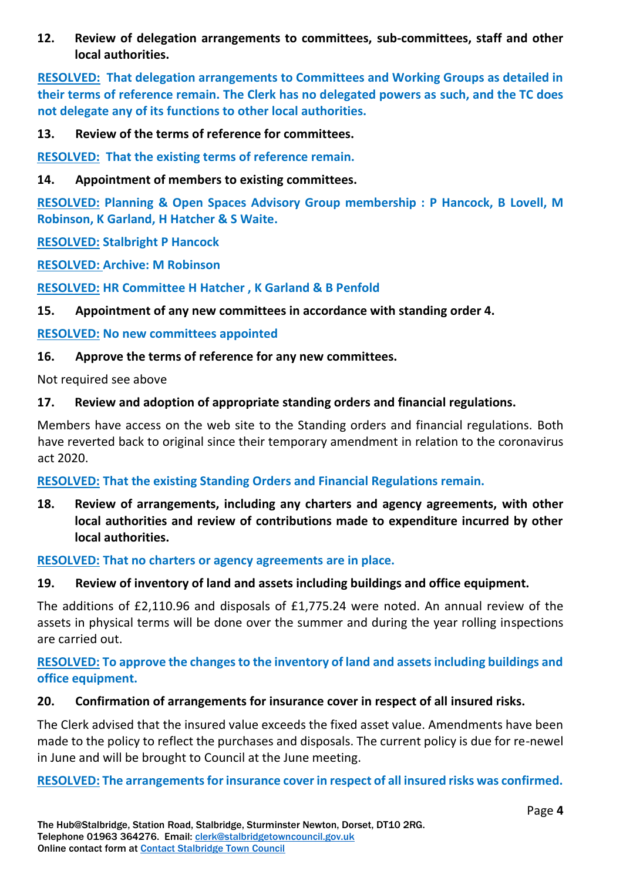**12. Review of delegation arrangements to committees, sub-committees, staff and other local authorities.**

**RESOLVED: That delegation arrangements to Committees and Working Groups as detailed in their terms of reference remain. The Clerk has no delegated powers as such, and the TC does not delegate any of its functions to other local authorities.**

**13. Review of the terms of reference for committees.**

**RESOLVED: That the existing terms of reference remain.**

**14. Appointment of members to existing committees.**

**RESOLVED: Planning & Open Spaces Advisory Group membership : P Hancock, B Lovell, M Robinson, K Garland, H Hatcher & S Waite.**

**RESOLVED: Stalbright P Hancock**

**RESOLVED: Archive: M Robinson**

**RESOLVED: HR Committee H Hatcher , K Garland & B Penfold**

**15. Appointment of any new committees in accordance with standing order 4.**

**RESOLVED: No new committees appointed**

**16. Approve the terms of reference for any new committees.**

Not required see above

**17. Review and adoption of appropriate standing orders and financial regulations.**

Members have access on the web site to the Standing orders and financial regulations. Both have reverted back to original since their temporary amendment in relation to the coronavirus act 2020.

**RESOLVED: That the existing Standing Orders and Financial Regulations remain.**

**18. Review of arrangements, including any charters and agency agreements, with other local authorities and review of contributions made to expenditure incurred by other local authorities.**

**RESOLVED: That no charters or agency agreements are in place.**

**19. Review of inventory of land and assets including buildings and office equipment.**

The additions of £2,110.96 and disposals of £1,775.24 were noted. An annual review of the assets in physical terms will be done over the summer and during the year rolling inspections are carried out.

**RESOLVED: To approve the changes to the inventory of land and assets including buildings and office equipment.**

**20. Confirmation of arrangements for insurance cover in respect of all insured risks.**

The Clerk advised that the insured value exceeds the fixed asset value. Amendments have been made to the policy to reflect the purchases and disposals. The current policy is due for re-newel in June and will be brought to Council at the June meeting.

**RESOLVED: The arrangements for insurance cover in respect of all insured risks was confirmed.**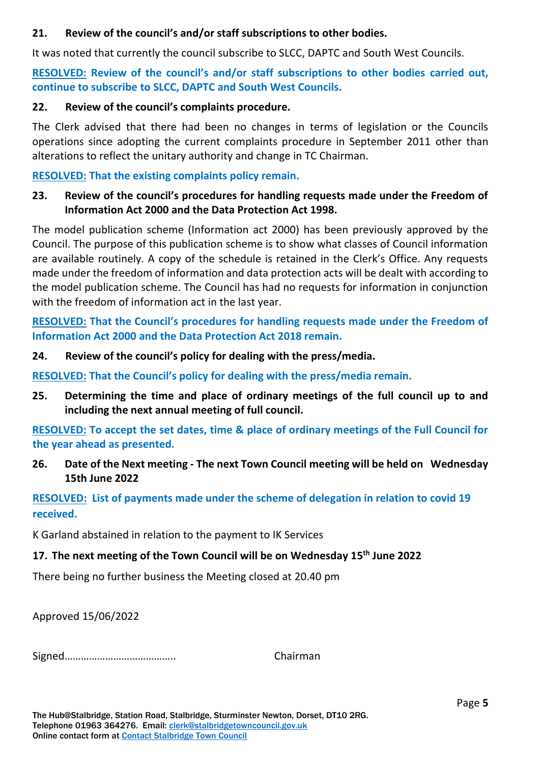**21. Review of the council's and/or staff subscriptions to other bodies.**

It was noted that currently the council subscribe to SLCC, DAPTC and South West Councils.

**RESOLVED: Review of the council's and/or staff subscriptions to other bodies carried out, continue to subscribe to SLCC, DAPTC and South West Councils.**

**22. Review of the council's complaints procedure.**

The Clerk advised that there had been no changes in terms of legislation or the Councils operations since adopting the current complaints procedure in September 2011 other than alterations to reflect the unitary authority and change in TC Chairman.

**RESOLVED: That the existing complaints policy remain.**

**23. Review of the council's procedures for handling requests made under the Freedom of Information Act 2000 and the Data Protection Act 1998.**

The model publication scheme (Information act 2000) has been previously approved by the Council. The purpose of this publication scheme is to show what classes of Council information are available routinely. A copy of the schedule is retained in the Clerk's Office. Any requests made under the freedom of information and data protection acts will be dealt with according to the model publication scheme. The Council has had no requests for information in conjunction with the freedom of information act in the last year.

**RESOLVED: That the Council's procedures for handling requests made under the Freedom of Information Act 2000 and the Data Protection Act 2018 remain.**

**24. Review of the council's policy for dealing with the press/media.**

**RESOLVED: That the Council's policy for dealing with the press/media remain.**

**25. Determining the time and place of ordinary meetings of the full council up to and including the next annual meeting of full council.**

**RESOLVED: To accept the set dates, time & place of ordinary meetings of the Full Council for the year ahead as presented.**

**26. Date of the Next meeting - The next Town Council meeting will be held on Wednesday 15th June 2022**

**RESOLVED: List of payments made under the scheme of delegation in relation to covid 19 received.**

K Garland abstained in relation to the payment to IK Services

**17. The next meeting of the Town Council will be on Wednesday 15th June 2022**

There being no further business the Meeting closed at 20.40 pm

Approved 15/06/2022

Signed………………………………….. Chairman

The Hub@Stalbridge, Station Road, Stalbridge, Sturminster Newton, Dorset, DT10 2RG.
Telephone 01963 364276. Email: clerk@stalbridgetowncouncil.gov.uk
Online contact form at Contact Stalbridge Town Council